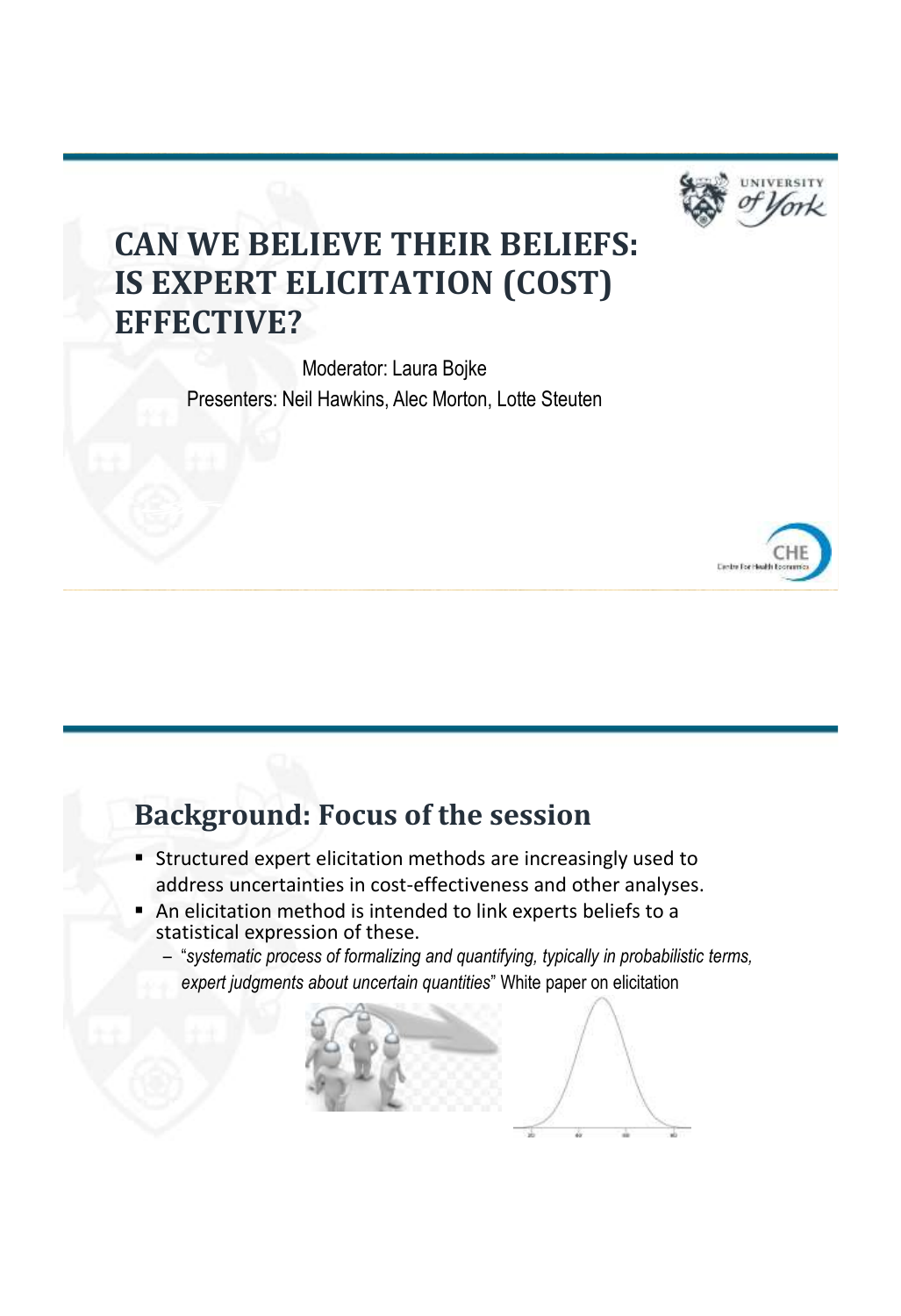# CAN WE BELIEVE THEIR BELIEFS: IS EXPERT ELICITATION (COST) EFFECTIVE?

Moderator: Laura Bojke

Presenters: Neil Hawkins, Alec Morton, Lotte Steuten

## Background: Focus of the session

- Structured expert elicitation methods are increasingly used to address uncertainties in cost-effectiveness and other analyses.
- An elicitation method is intended to link experts beliefs to a statistical expression of these.
  - "*systematic process of formalizing and quantifying, typically in probabilistic terms, expert judgments about uncertain quantities*" White paper on elicitation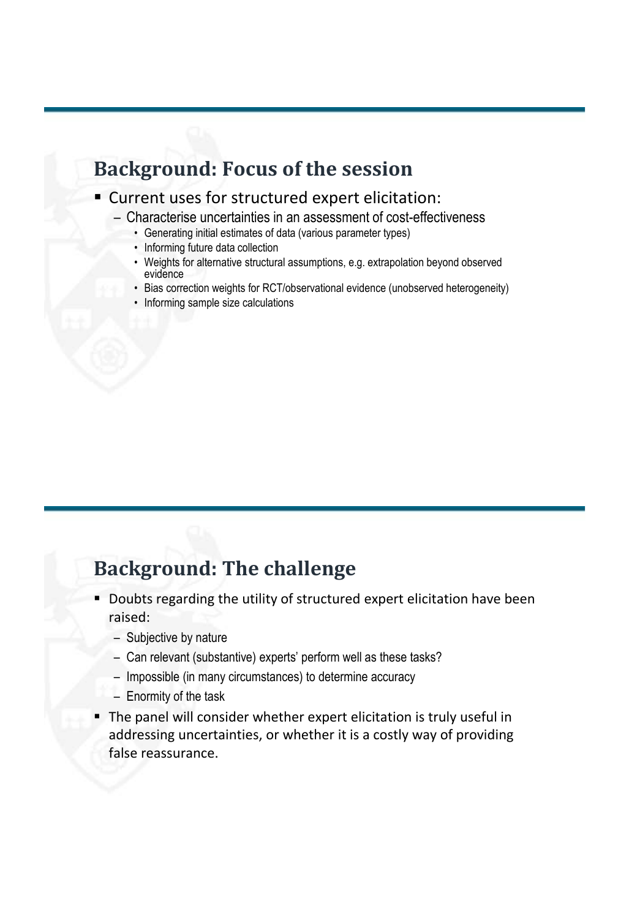## Background: Focus of the session

- Current uses for structured expert elicitation:
  - Characterise uncertainties in an assessment of cost-effectiveness
    - Generating initial estimates of data (various parameter types)
    - Informing future data collection
    - Weights for alternative structural assumptions, e.g. extrapolation beyond observed evidence
    - Bias correction weights for RCT/observational evidence (unobserved heterogeneity)
    - Informing sample size calculations

## Background: The challenge

- Doubts regarding the utility of structured expert elicitation have been raised:
  - Subjective by nature
  - Can relevant (substantive) experts' perform well as these tasks?
  - Impossible (in many circumstances) to determine accuracy
  - Enormity of the task
- The panel will consider whether expert elicitation is truly useful in addressing uncertainties, or whether it is a costly way of providing false reassurance.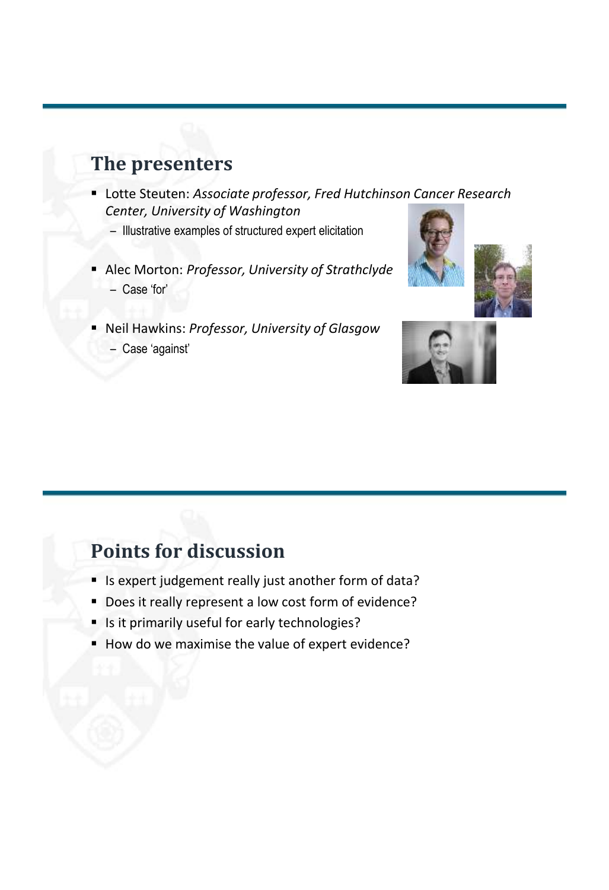## The presenters

- Lotte Steuten: *Associate professor, Fred Hutchinson Cancer Research Center, University of Washington*
  - Illustrative examples of structured expert elicitation
- Alec Morton: *Professor, University of Strathclyde*
  - Case 'for'
- Neil Hawkins: *Professor, University of Glasgow*
  - Case 'against'

## Points for discussion

- Is expert judgement really just another form of data?
- Does it really represent a low cost form of evidence?
- Is it primarily useful for early technologies?
- How do we maximise the value of expert evidence?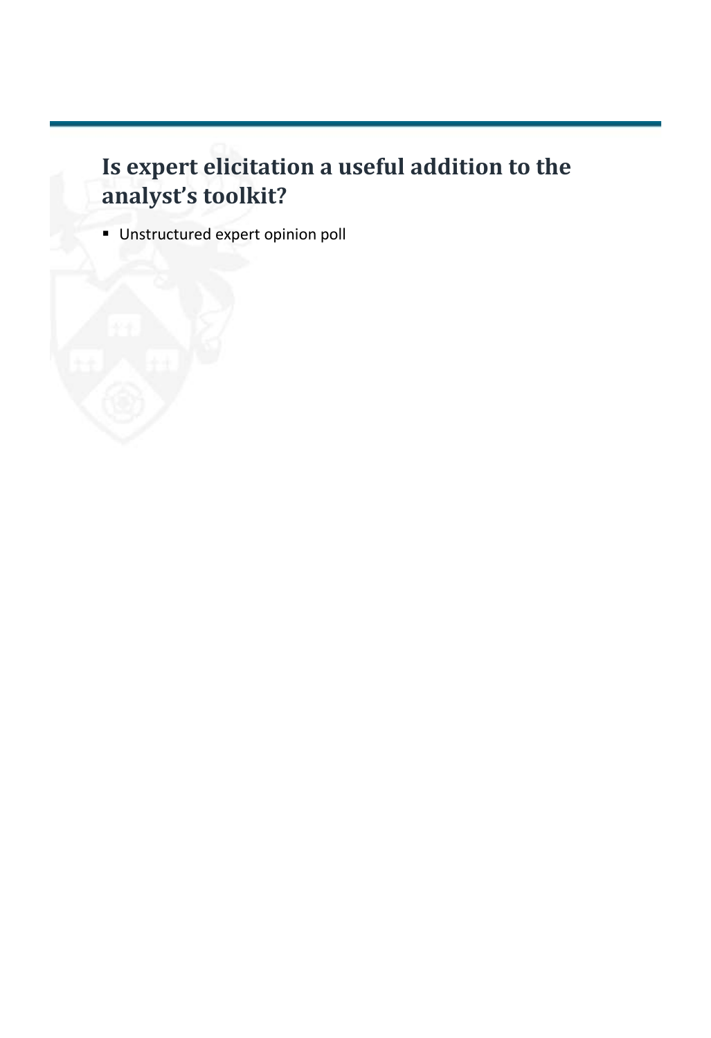## Is expert elicitation a useful addition to the analyst's toolkit?

- Unstructured expert opinion poll